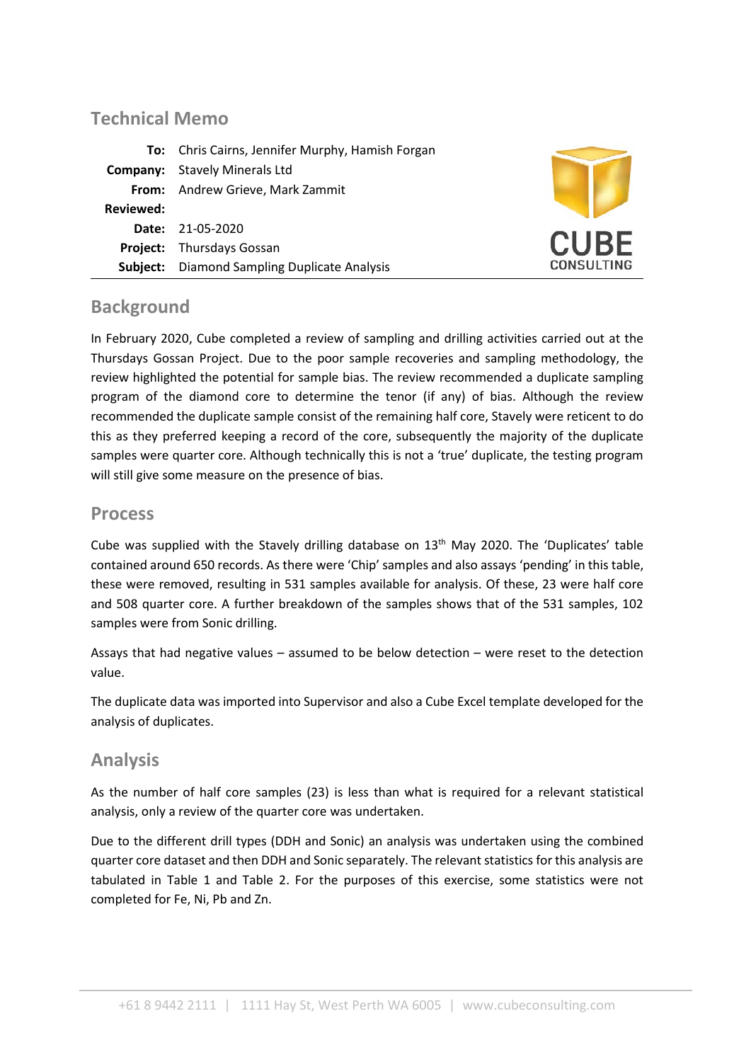# Technical Memo

| | |
|---|---|
| **To:** | Chris Cairns, Jennifer Murphy, Hamish Forgan |
| **Company:** | Stavely Minerals Ltd |
| **From:** | Andrew Grieve, Mark Zammit |
| **Reviewed:** | |
| **Date:** | 21-05-2020 |
| **Project:** | Thursdays Gossan |
| **Subject:** | Diamond Sampling Duplicate Analysis |

## Background

In February 2020, Cube completed a review of sampling and drilling activities carried out at the Thursdays Gossan Project. Due to the poor sample recoveries and sampling methodology, the review highlighted the potential for sample bias. The review recommended a duplicate sampling program of the diamond core to determine the tenor (if any) of bias. Although the review recommended the duplicate sample consist of the remaining half core, Stavely were reticent to do this as they preferred keeping a record of the core, subsequently the majority of the duplicate samples were quarter core. Although technically this is not a 'true' duplicate, the testing program will still give some measure on the presence of bias.

## Process

Cube was supplied with the Stavely drilling database on 13th May 2020. The 'Duplicates' table contained around 650 records. As there were 'Chip' samples and also assays 'pending' in this table, these were removed, resulting in 531 samples available for analysis. Of these, 23 were half core and 508 quarter core. A further breakdown of the samples shows that of the 531 samples, 102 samples were from Sonic drilling.

Assays that had negative values – assumed to be below detection – were reset to the detection value.

The duplicate data was imported into Supervisor and also a Cube Excel template developed for the analysis of duplicates.

## Analysis

As the number of half core samples (23) is less than what is required for a relevant statistical analysis, only a review of the quarter core was undertaken.

Due to the different drill types (DDH and Sonic) an analysis was undertaken using the combined quarter core dataset and then DDH and Sonic separately. The relevant statistics for this analysis are tabulated in Table 1 and Table 2. For the purposes of this exercise, some statistics were not completed for Fe, Ni, Pb and Zn.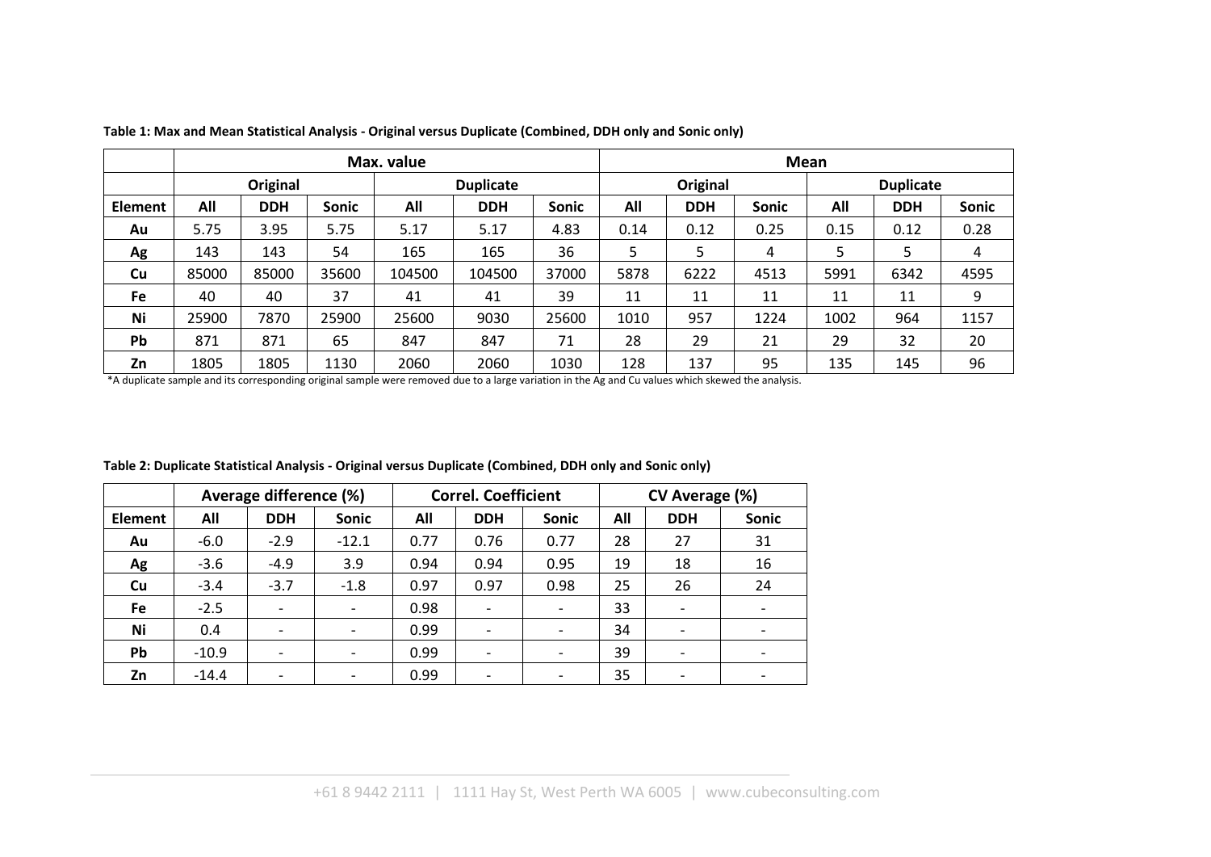**Table 1: Max and Mean Statistical Analysis - Original versus Duplicate (Combined, DDH only and Sonic only)**

| | Max. value | | | | | | Mean | | | | | |
|---|---|---|---|---|---|---|---|---|---|---|---|---|
| | Original | | | Duplicate | | | Original | | | Duplicate | | |
| Element | All | DDH | Sonic | All | DDH | Sonic | All | DDH | Sonic | All | DDH | Sonic |
| Au | 5.75 | 3.95 | 5.75 | 5.17 | 5.17 | 4.83 | 0.14 | 0.12 | 0.25 | 0.15 | 0.12 | 0.28 |
| Ag | 143 | 143 | 54 | 165 | 165 | 36 | 5 | 5 | 4 | 5 | 5 | 4 |
| Cu | 85000 | 85000 | 35600 | 104500 | 104500 | 37000 | 5878 | 6222 | 4513 | 5991 | 6342 | 4595 |
| Fe | 40 | 40 | 37 | 41 | 41 | 39 | 11 | 11 | 11 | 11 | 11 | 9 |
| Ni | 25900 | 7870 | 25900 | 25600 | 9030 | 25600 | 1010 | 957 | 1224 | 1002 | 964 | 1157 |
| Pb | 871 | 871 | 65 | 847 | 847 | 71 | 28 | 29 | 21 | 29 | 32 | 20 |
| Zn | 1805 | 1805 | 1130 | 2060 | 2060 | 1030 | 128 | 137 | 95 | 135 | 145 | 96 |

*A duplicate sample and its corresponding original sample were removed due to a large variation in the Ag and Cu values which skewed the analysis.

**Table 2: Duplicate Statistical Analysis - Original versus Duplicate (Combined, DDH only and Sonic only)**

| | Average difference (%) | | | Correl. Coefficient | | | CV Average (%) | | |
|---|---|---|---|---|---|---|---|---|---|
| Element | All | DDH | Sonic | All | DDH | Sonic | All | DDH | Sonic |
| Au | -6.0 | -2.9 | -12.1 | 0.77 | 0.76 | 0.77 | 28 | 27 | 31 |
| Ag | -3.6 | -4.9 | 3.9 | 0.94 | 0.94 | 0.95 | 19 | 18 | 16 |
| Cu | -3.4 | -3.7 | -1.8 | 0.97 | 0.97 | 0.98 | 25 | 26 | 24 |
| Fe | -2.5 | - | - | 0.98 | - | - | 33 | - | - |
| Ni | 0.4 | - | - | 0.99 | - | - | 34 | - | - |
| Pb | -10.9 | - | - | 0.99 | - | - | 39 | - | - |
| Zn | -14.4 | - | - | 0.99 | - | - | 35 | - | - |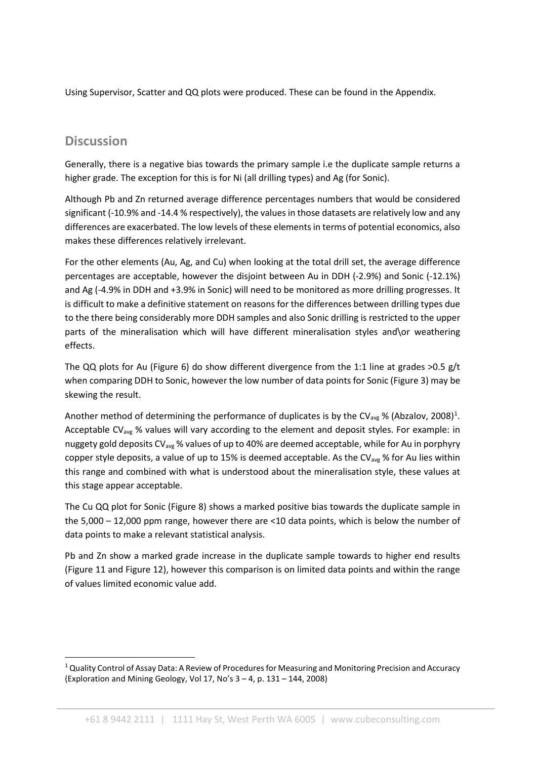Using Supervisor, Scatter and QQ plots were produced. These can be found in the Appendix.

## Discussion

Generally, there is a negative bias towards the primary sample i.e the duplicate sample returns a higher grade. The exception for this is for Ni (all drilling types) and Ag (for Sonic).

Although Pb and Zn returned average difference percentages numbers that would be considered significant (-10.9% and -14.4 % respectively), the values in those datasets are relatively low and any differences are exacerbated. The low levels of these elements in terms of potential economics, also makes these differences relatively irrelevant.

For the other elements (Au, Ag, and Cu) when looking at the total drill set, the average difference percentages are acceptable, however the disjoint between Au in DDH (-2.9%) and Sonic (-12.1%) and Ag (-4.9% in DDH and +3.9% in Sonic) will need to be monitored as more drilling progresses. It is difficult to make a definitive statement on reasons for the differences between drilling types due to the there being considerably more DDH samples and also Sonic drilling is restricted to the upper parts of the mineralisation which will have different mineralisation styles and\or weathering effects.

The QQ plots for Au (Figure 6) do show different divergence from the 1:1 line at grades >0.5 g/t when comparing DDH to Sonic, however the low number of data points for Sonic (Figure 3) may be skewing the result.

Another method of determining the performance of duplicates is by the $CV_{avg}$ % (Abzalov, 2008)[1]. Acceptable $CV_{avg}$ % values will vary according to the element and deposit styles. For example: in nuggety gold deposits $CV_{avg}$ % values of up to 40% are deemed acceptable, while for Au in porphyry copper style deposits, a value of up to 15% is deemed acceptable. As the $CV_{avg}$ % for Au lies within this range and combined with what is understood about the mineralisation style, these values at this stage appear acceptable.

The Cu QQ plot for Sonic (Figure 8) shows a marked positive bias towards the duplicate sample in the 5,000 – 12,000 ppm range, however there are <10 data points, which is below the number of data points to make a relevant statistical analysis.

Pb and Zn show a marked grade increase in the duplicate sample towards to higher end results (Figure 11 and Figure 12), however this comparison is on limited data points and within the range of values limited economic value add.

[1] Quality Control of Assay Data: A Review of Procedures for Measuring and Monitoring Precision and Accuracy (Exploration and Mining Geology, Vol 17, No's 3 – 4, p. 131 – 144, 2008)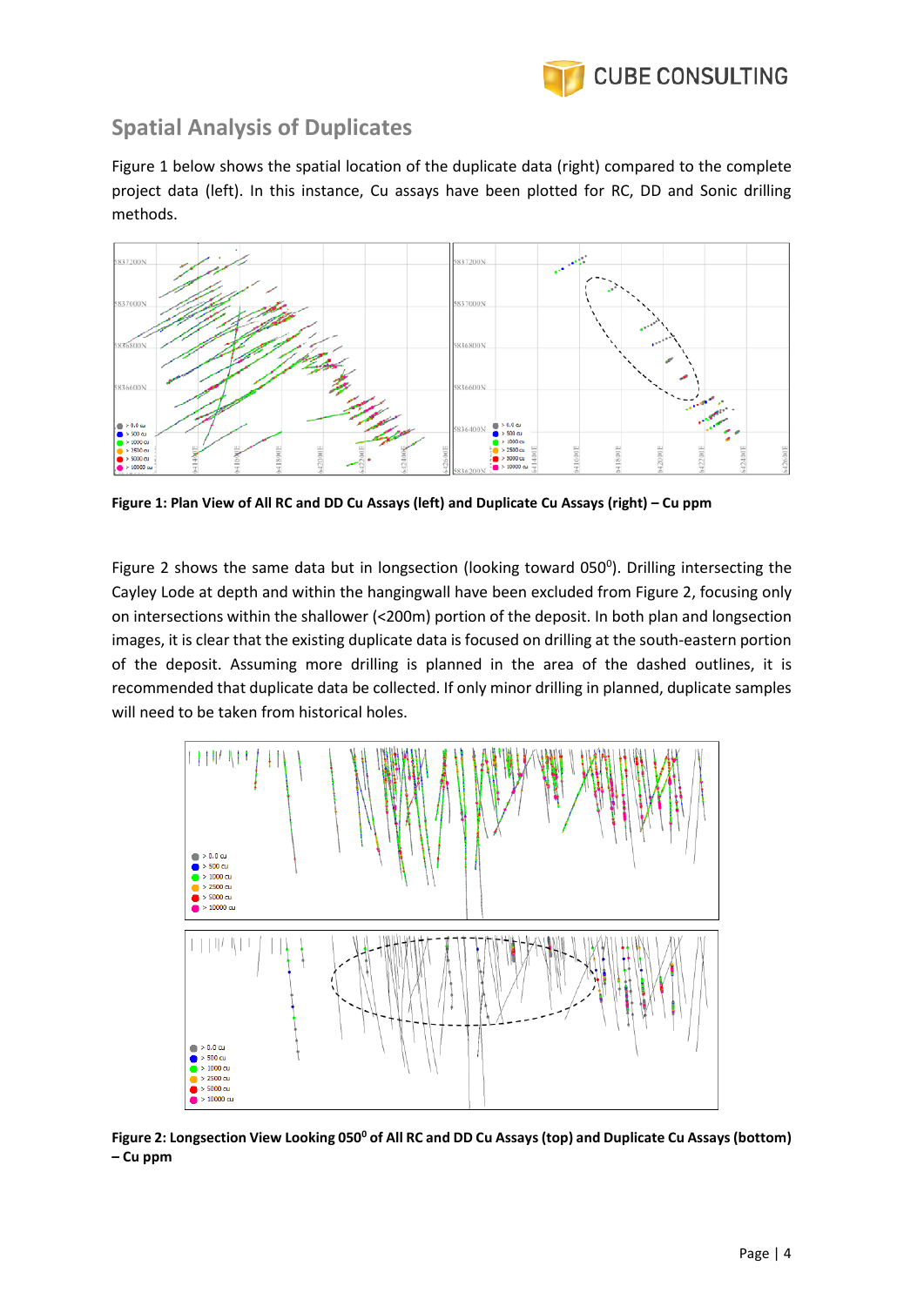## Spatial Analysis of Duplicates

Figure 1 below shows the spatial location of the duplicate data (right) compared to the complete project data (left). In this instance, Cu assays have been plotted for RC, DD and Sonic drilling methods.

**Figure 1: Plan View of All RC and DD Cu Assays (left) and Duplicate Cu Assays (right) – Cu ppm**

Figure 2 shows the same data but in longsection (looking toward 050$^0$). Drilling intersecting the Cayley Lode at depth and within the hangingwall have been excluded from Figure 2, focusing only on intersections within the shallower (<200m) portion of the deposit. In both plan and longsection images, it is clear that the existing duplicate data is focused on drilling at the south-eastern portion of the deposit. Assuming more drilling is planned in the area of the dashed outlines, it is recommended that duplicate data be collected. If only minor drilling in planned, duplicate samples will need to be taken from historical holes.

**Figure 2: Longsection View Looking 050$^0$ of All RC and DD Cu Assays (top) and Duplicate Cu Assays (bottom) – Cu ppm**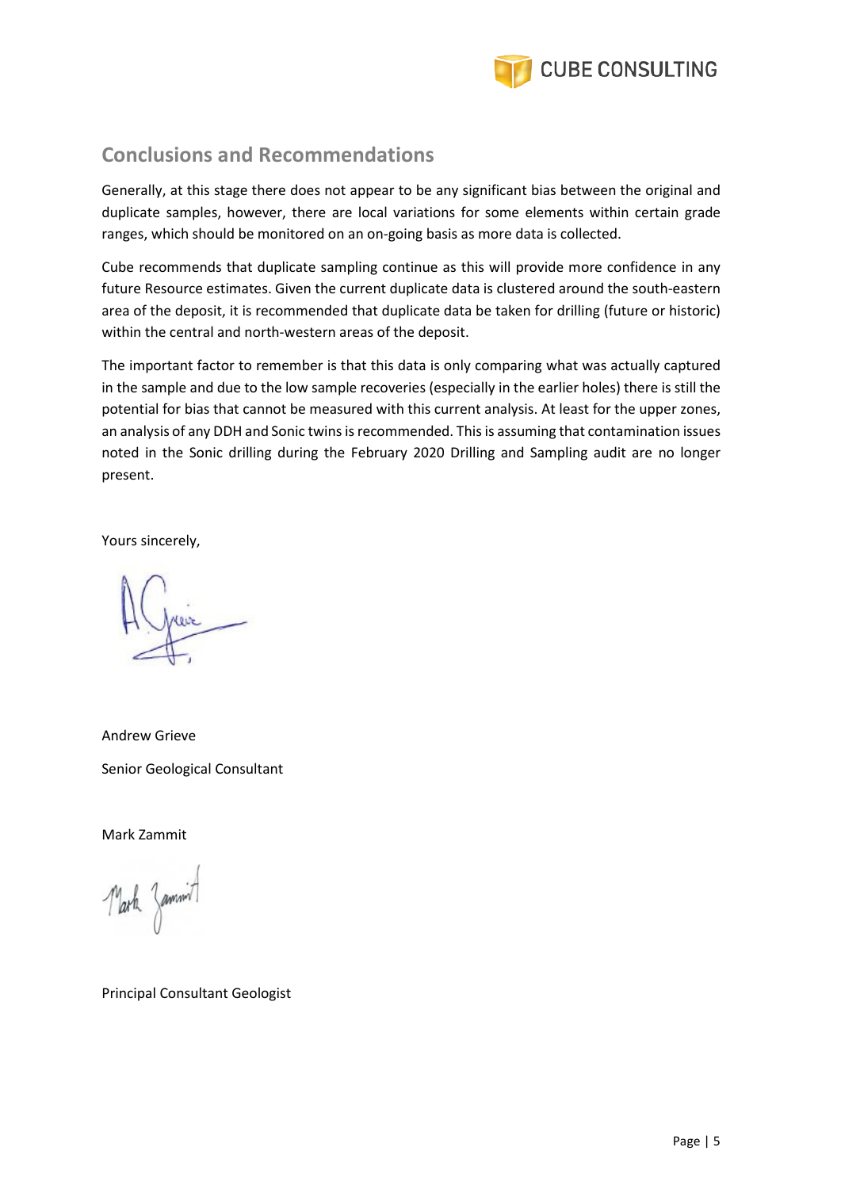## Conclusions and Recommendations

Generally, at this stage there does not appear to be any significant bias between the original and duplicate samples, however, there are local variations for some elements within certain grade ranges, which should be monitored on an on-going basis as more data is collected.

Cube recommends that duplicate sampling continue as this will provide more confidence in any future Resource estimates. Given the current duplicate data is clustered around the south-eastern area of the deposit, it is recommended that duplicate data be taken for drilling (future or historic) within the central and north-western areas of the deposit.

The important factor to remember is that this data is only comparing what was actually captured in the sample and due to the low sample recoveries (especially in the earlier holes) there is still the potential for bias that cannot be measured with this current analysis. At least for the upper zones, an analysis of any DDH and Sonic twins is recommended. This is assuming that contamination issues noted in the Sonic drilling during the February 2020 Drilling and Sampling audit are no longer present.

Yours sincerely,

Andrew Grieve

Senior Geological Consultant

Mark Zammit

Principal Consultant Geologist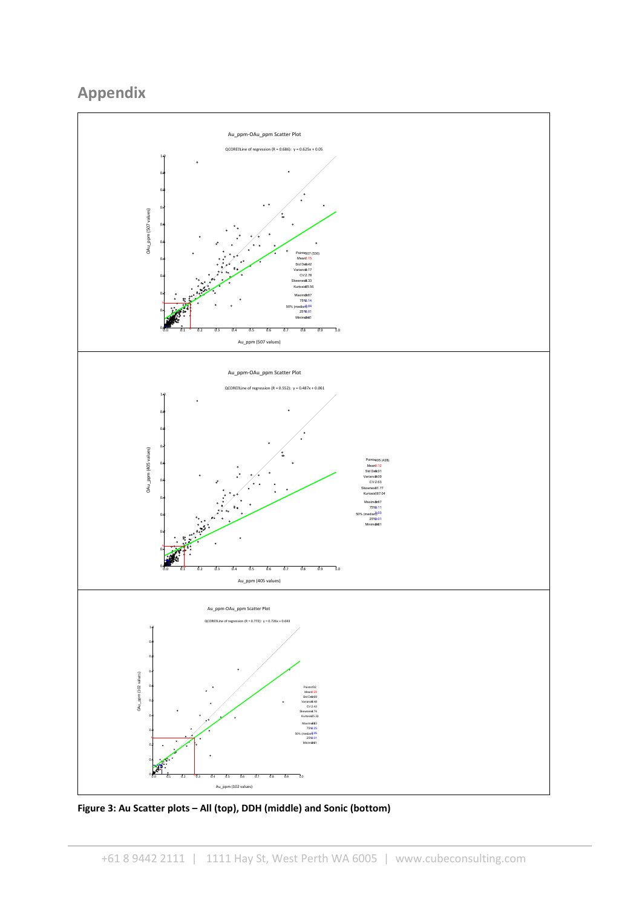## Appendix

Figure 3: Au Scatter plots – All (top), DDH (middle) and Sonic (bottom)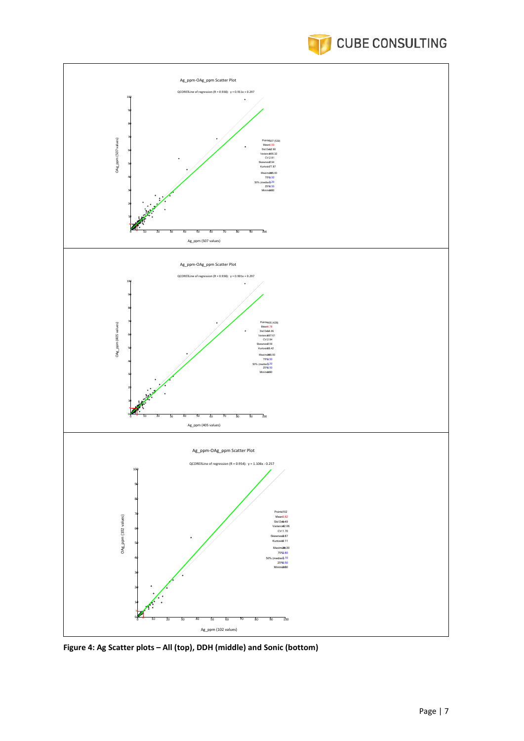Ag_ppm-OAg_ppm Scatter Plot

QCORE?Line of regression (R = 0.938): y = 0.911x + 0.297

Ag_ppm (507 values)

OAg_ppm (507 values)

Ag_ppm-OAg_ppm Scatter Plot

QCORE?Line of regression (R = 0.938): y = 0.901x + 0.297

Ag_ppm (405 values)

OAg_ppm (405 values)

Ag_ppm-OAg_ppm Scatter Plot

QCORE?Line of regression (R = 0.954): y = 1.106x - 0.257

Ag_ppm (102 values)

OAg_ppm (102 values)

**Figure 4: Ag Scatter plots – All (top), DDH (middle) and Sonic (bottom)**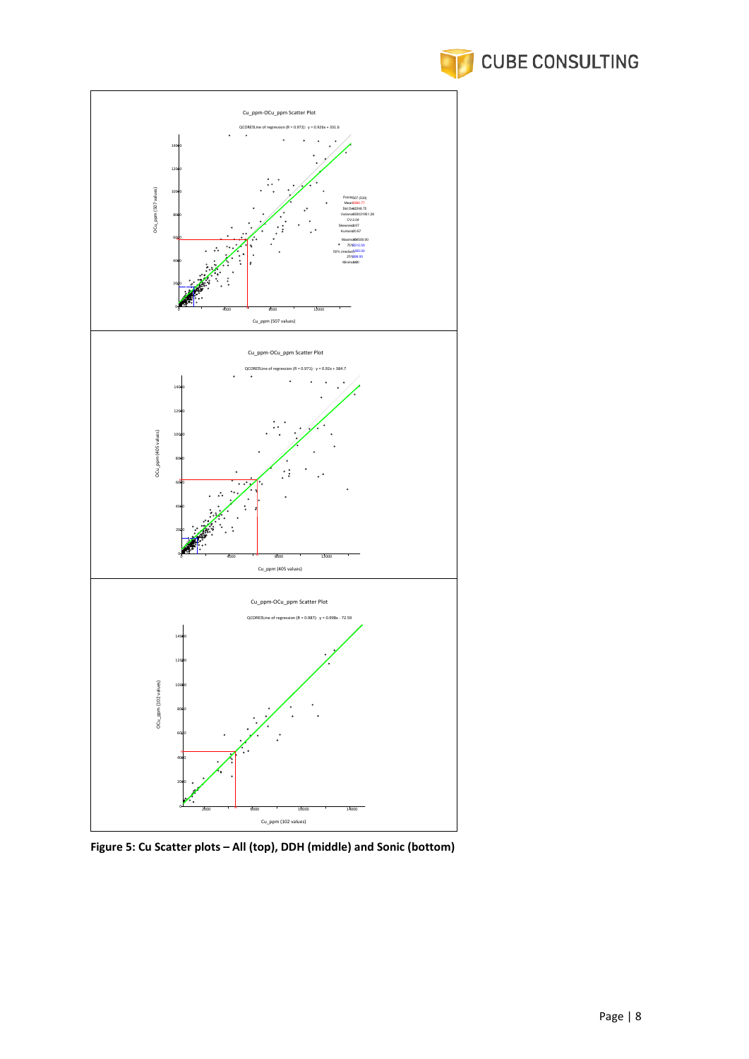**Figure 5: Cu Scatter plots – All (top), DDH (middle) and Sonic (bottom)**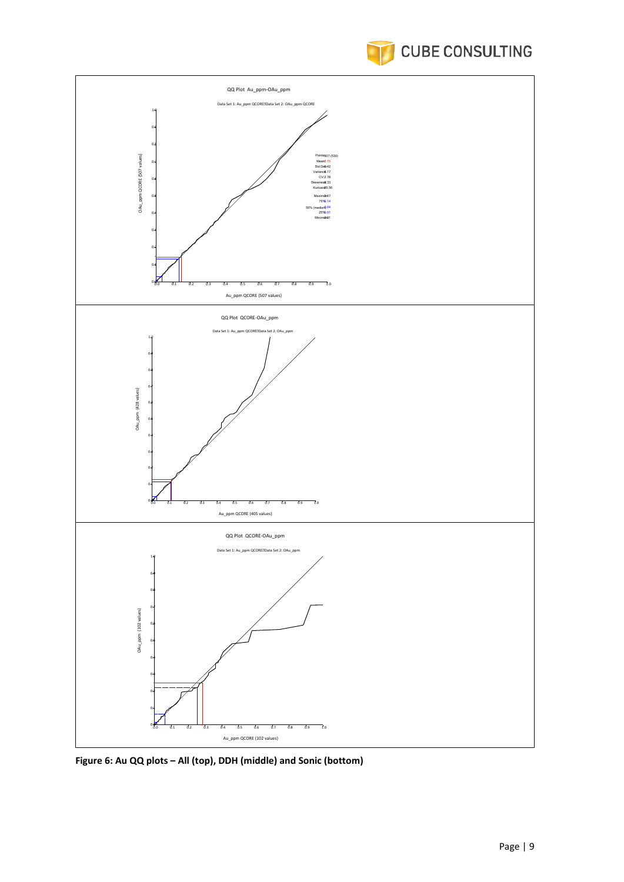QQ Plot Au_ppm-OAu_ppm

Data Set 1: Au_ppm QCORE Data Set 2: OAu_ppm QCORE

| | |
|---|---|
| Points | 507 (530) |
| Mean | 0.15 |
| Std Dev | 0.42 |
| Variance | 0.17 |
| CV | 2.78 |
| Skewness | 8.33 |
| Kurtosis | 85.56 |
| Maximum | 4.67 |
| 75% | 0.14 |
| 50% (median) | 0.04 |
| 25% | 0.01 |
| Minimum | 0.01 |

OAu_ppm QCORE (507 values)

Au_ppm QCORE (507 values)

QQ Plot QCORE-OAu_ppm

Data Set 1: Au_ppm QCORE Data Set 2: OAu_ppm

OAu_ppm (428 values)

Au_ppm QCORE (405 values)

QQ Plot QCORE-OAu_ppm

Data Set 1: Au_ppm QCORE Data Set 2: OAu_ppm

OAu_ppm (102 values)

Au_ppm QCORE (102 values)

**Figure 6: Au QQ plots – All (top), DDH (middle) and Sonic (bottom)**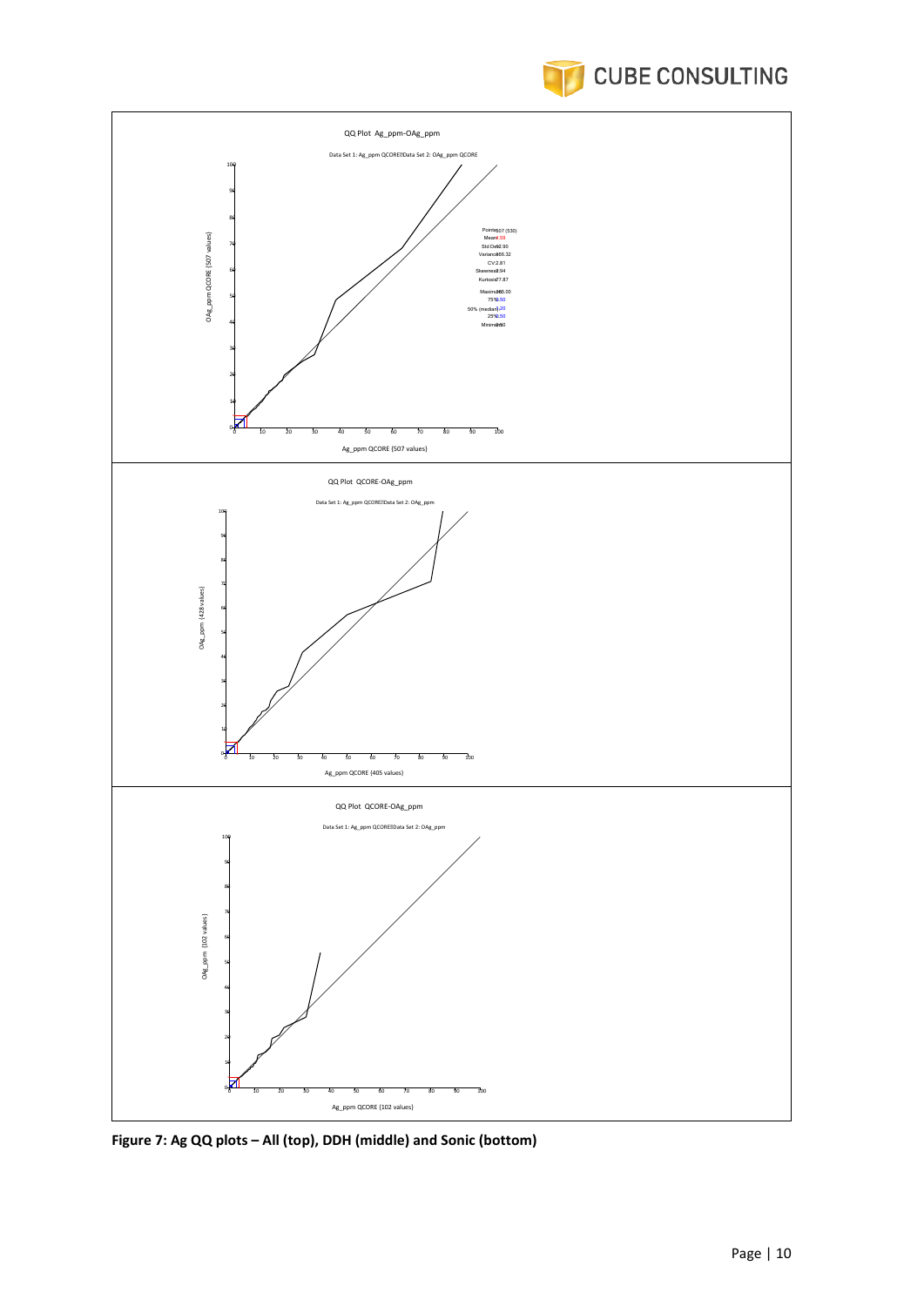Figure 7: Ag QQ plots – All (top), DDH (middle) and Sonic (bottom)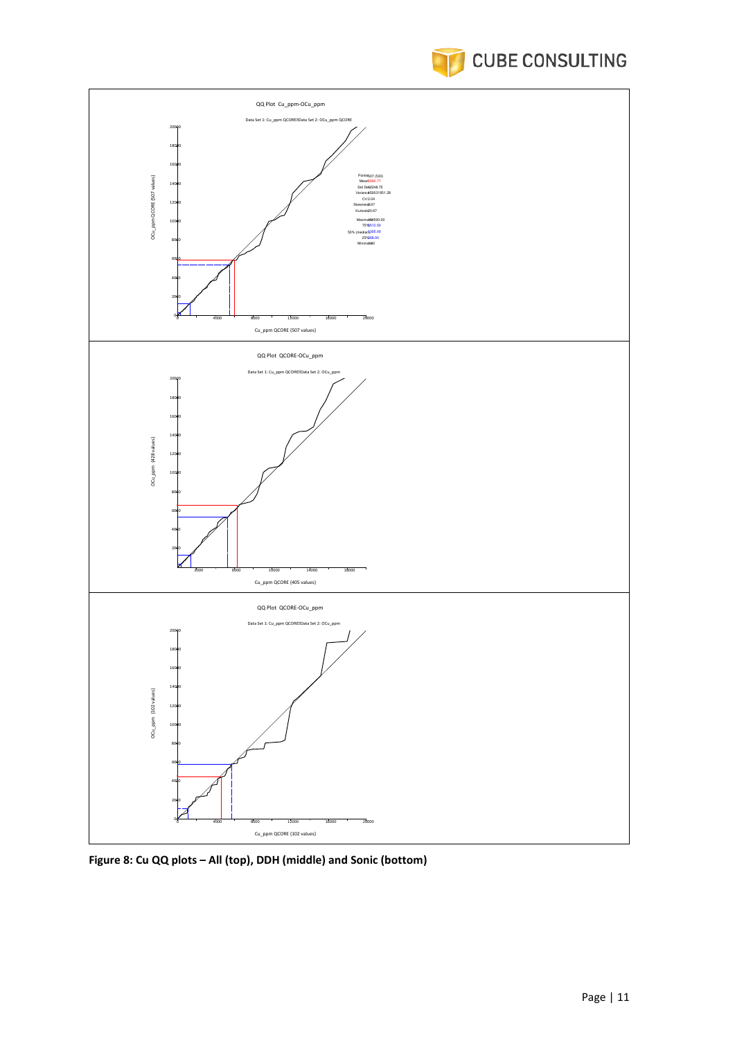QQ Plot Cu_ppm-OCu_ppm

Data Set 1: Cu_ppm QCORE Data Set 2: OCu_ppm QCORE

QQ Plot QCORE-OCu_ppm

Data Set 1: Cu_ppm QCORE Data Set 2: OCu_ppm

QQ Plot QCORE-OCu_ppm

Data Set 1: Cu_ppm QCORE Data Set 2: OCu_ppm

**Figure 8: Cu QQ plots – All (top), DDH (middle) and Sonic (bottom)**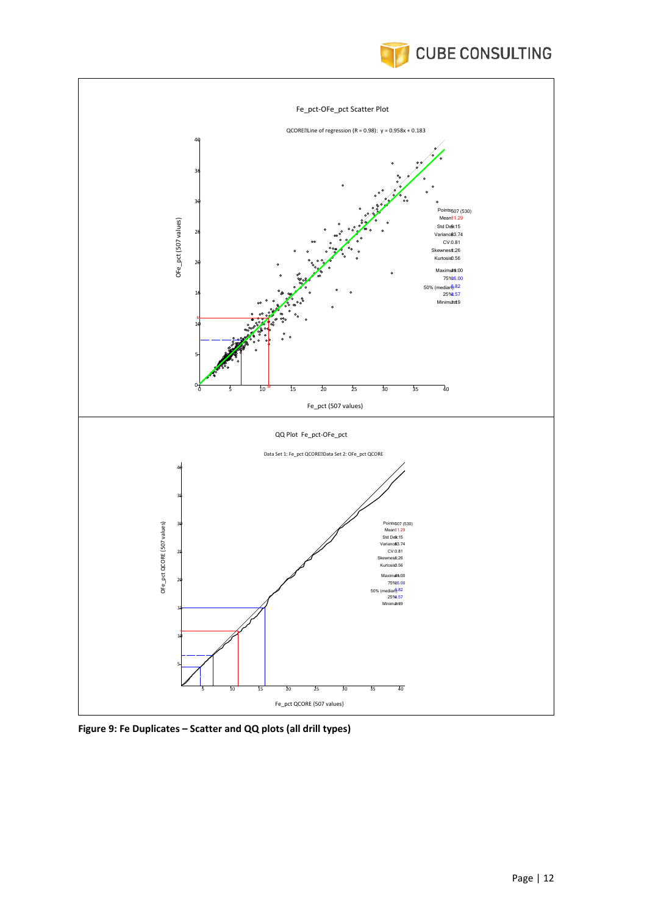Fe_pct-OFe_pct Scatter Plot

QCORE Line of regression (R = 0.98): y = 0.958x + 0.183

| Statistic | Value |
|---|---|
| Points | 507 (530) |
| Mean | 11.29 |
| Std Dev | 9.15 |
| Variance | 83.74 |
| CV | 0.81 |
| Skewness | 1.26 |
| Kurtosis | 0.56 |
| Maximum | 41.00 |
| 75% | 16.00 |
| 50% (median) | 6.82 |
| 25% | 4.57 |
| Minimum | 1.19 |

QQ Plot Fe_pct-OFe_pct

Data Set 1: Fe_pct QCORE Data Set 2: OFe_pct QCORE

| Statistic | Value |
|---|---|
| Points | 507 (530) |
| Mean | 11.29 |
| Std Dev | 9.15 |
| Variance | 83.74 |
| CV | 0.81 |
| Skewness | 1.26 |
| Kurtosis | 0.56 |
| Maximum | 41.00 |
| 75% | 16.00 |
| 50% (median) | 6.82 |
| 25% | 4.57 |
| Minimum | 1.19 |

**Figure 9: Fe Duplicates – Scatter and QQ plots (all drill types)**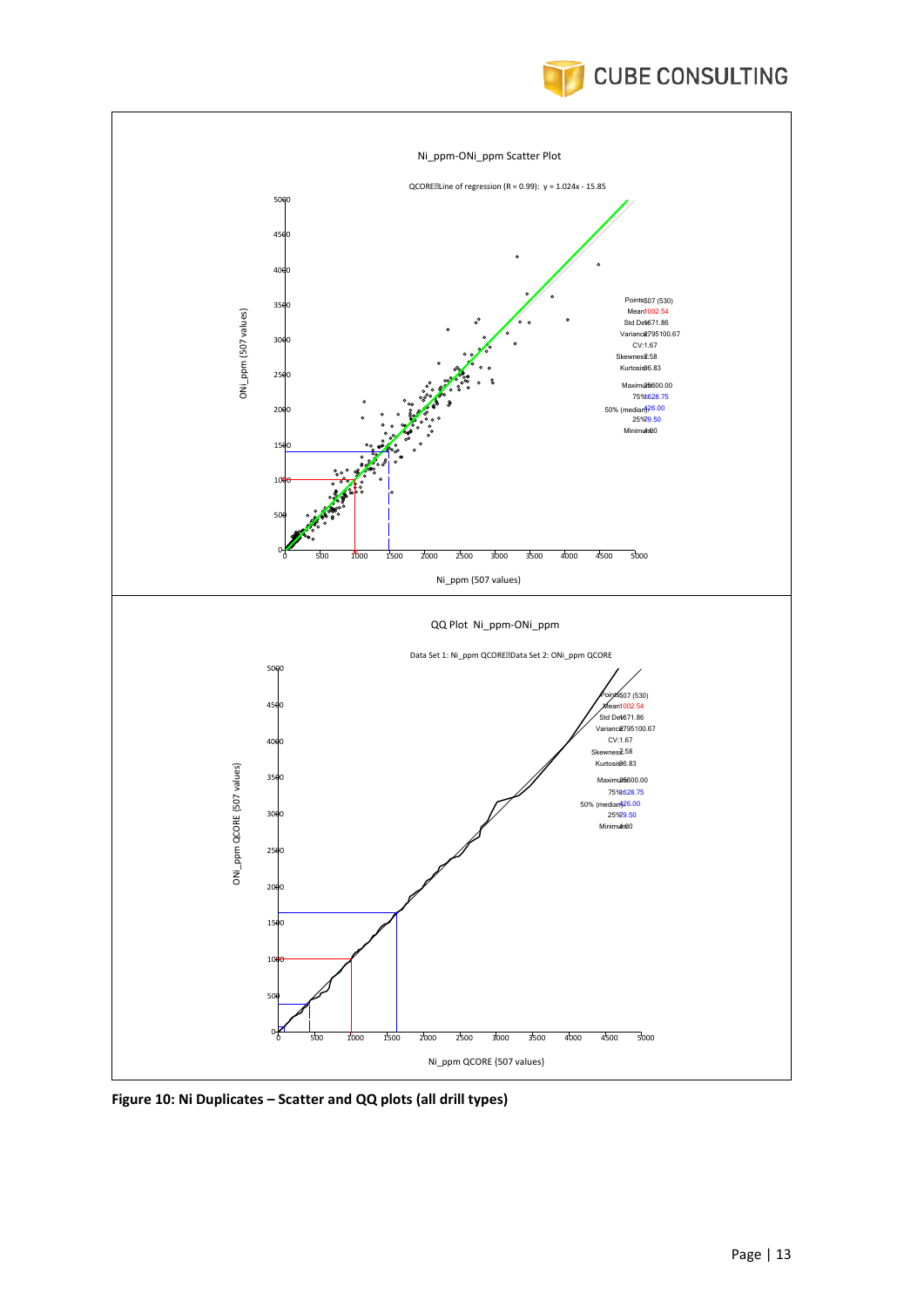**Figure 10: Ni Duplicates – Scatter and QQ plots (all drill types)**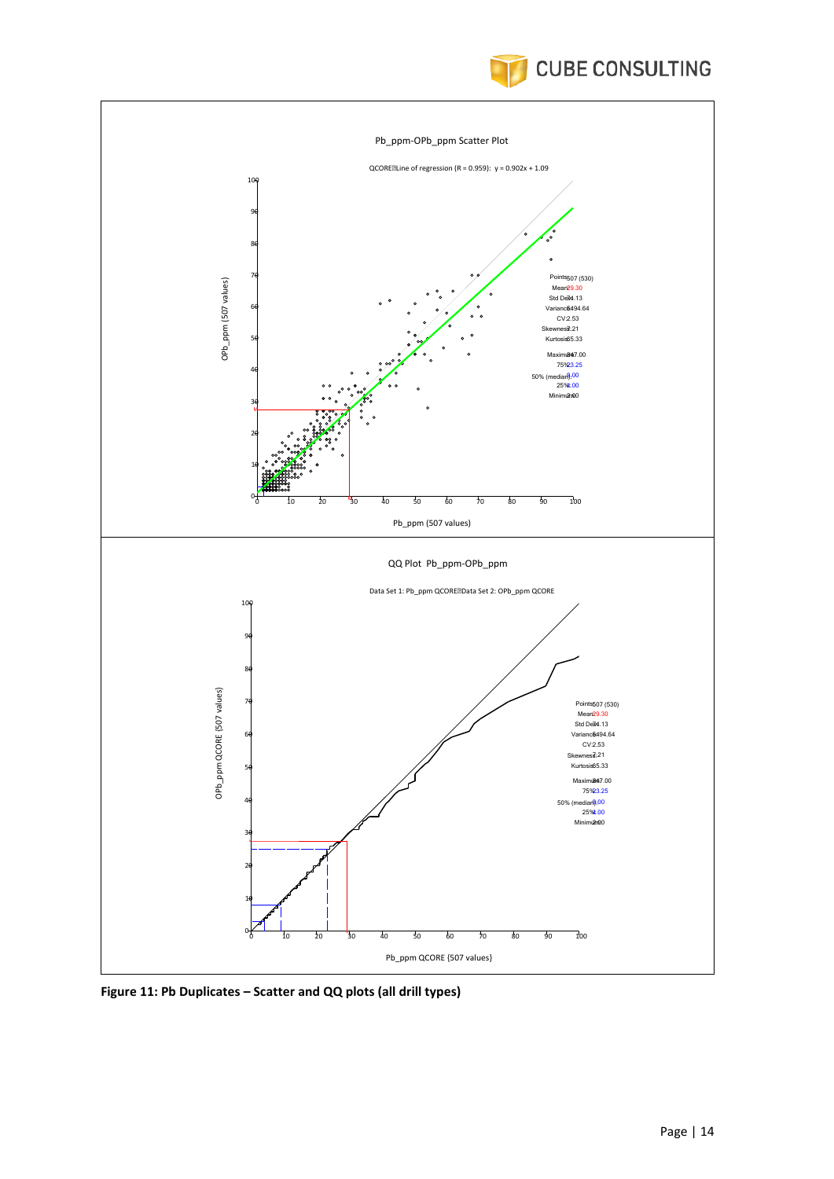Pb_ppm-OPb_ppm Scatter Plot

QCORE Line of regression (R = 0.959): y = 0.902x + 1.09

QQ Plot Pb_ppm-OPb_ppm

Data Set 1: Pb_ppm QCORE Data Set 2: OPb_ppm QCORE

**Figure 11: Pb Duplicates – Scatter and QQ plots (all drill types)**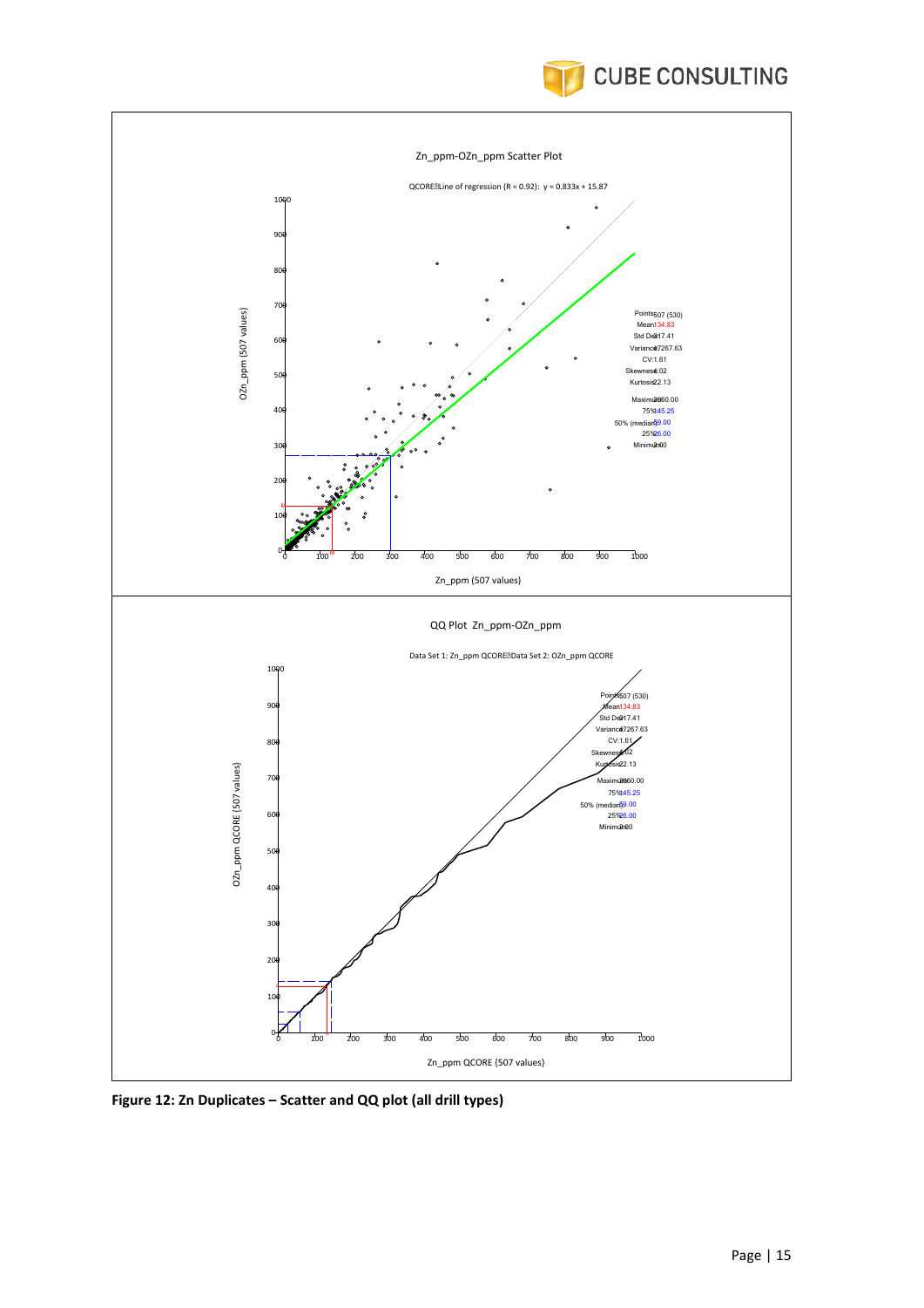Zn_ppm-OZn_ppm Scatter Plot

QCORELine of regression (R = 0.92): y = 0.833x + 15.87

OZn_ppm (507 values)

Zn_ppm (507 values)

Points 507 (530)
Mean 134.83
Std Dev 217.41
Variance 47267.63
CV: 1.61
Skewness 4.02
Kurtosis 22.13
Maximum 2060.00
75% 145.25
50% (median) 59.00
25% 26.00
Minimum 2.00

QQ Plot Zn_ppm-OZn_ppm

Data Set 1: Zn_ppm QCOREData Set 2: OZn_ppm QCORE

OZn_ppm QCORE (507 values)

Zn_ppm QCORE (507 values)

Points 507 (530)
Mean 134.83
Std Dev 217.41
Variance 47267.63
CV: 1.61
Skewness 4.02
Kurtosis 22.13
Maximum 2060.00
75% 145.25
50% (median) 59.00
25% 26.00
Minimum 2.00

**Figure 12: Zn Duplicates – Scatter and QQ plot (all drill types)**